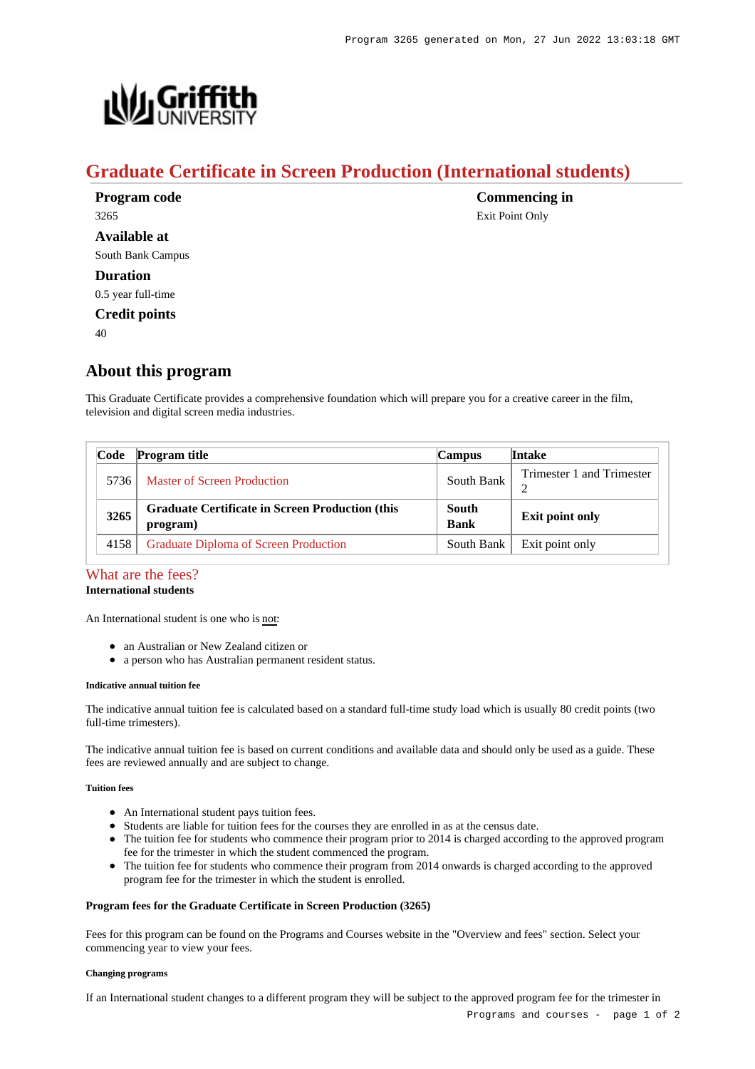# Graduate Certificate in Screen Production (International students)

**Program code**
3265

**Available at**
South Bank Campus

**Duration**
0.5 year full-time

**Credit points**
40

**Commencing in**
Exit Point Only

## About this program

This Graduate Certificate provides a comprehensive foundation which will prepare you for a creative career in the film, television and digital screen media industries.

| Code | Program title | Campus | Intake |
|---|---|---|---|
| 5736 | Master of Screen Production | South Bank | Trimester 1 and Trimester 2 |
| **3265** | **Graduate Certificate in Screen Production (this program)** | **South Bank** | **Exit point only** |
| 4158 | Graduate Diploma of Screen Production | South Bank | Exit point only |

### What are the fees?

**International students**

An International student is one who is not:

- an Australian or New Zealand citizen or
- a person who has Australian permanent resident status.

##### Indicative annual tuition fee

The indicative annual tuition fee is calculated based on a standard full-time study load which is usually 80 credit points (two full-time trimesters).

The indicative annual tuition fee is based on current conditions and available data and should only be used as a guide. These fees are reviewed annually and are subject to change.

##### Tuition fees

- An International student pays tuition fees.
- Students are liable for tuition fees for the courses they are enrolled in as at the census date.
- The tuition fee for students who commence their program prior to 2014 is charged according to the approved program fee for the trimester in which the student commenced the program.
- The tuition fee for students who commence their program from 2014 onwards is charged according to the approved program fee for the trimester in which the student is enrolled.

**Program fees for the Graduate Certificate in Screen Production (3265)**

Fees for this program can be found on the Programs and Courses website in the "Overview and fees" section. Select your commencing year to view your fees.

##### Changing programs

If an International student changes to a different program they will be subject to the approved program fee for the trimester in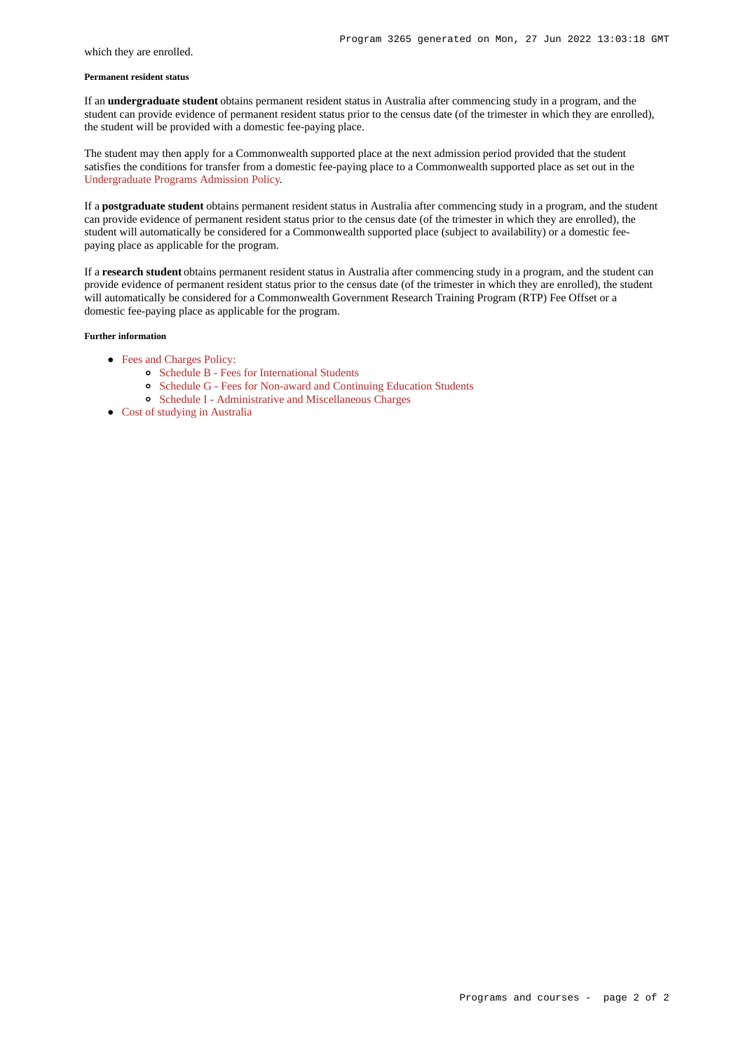which they are enrolled.

#### Permanent resident status

If an **undergraduate student** obtains permanent resident status in Australia after commencing study in a program, and the student can provide evidence of permanent resident status prior to the census date (of the trimester in which they are enrolled), the student will be provided with a domestic fee-paying place.

The student may then apply for a Commonwealth supported place at the next admission period provided that the student satisfies the conditions for transfer from a domestic fee-paying place to a Commonwealth supported place as set out in the Undergraduate Programs Admission Policy.

If a **postgraduate student** obtains permanent resident status in Australia after commencing study in a program, and the student can provide evidence of permanent resident status prior to the census date (of the trimester in which they are enrolled), the student will automatically be considered for a Commonwealth supported place (subject to availability) or a domestic fee-paying place as applicable for the program.

If a **research student** obtains permanent resident status in Australia after commencing study in a program, and the student can provide evidence of permanent resident status prior to the census date (of the trimester in which they are enrolled), the student will automatically be considered for a Commonwealth Government Research Training Program (RTP) Fee Offset or a domestic fee-paying place as applicable for the program.

#### Further information

- Fees and Charges Policy:
  - Schedule B - Fees for International Students
  - Schedule G - Fees for Non-award and Continuing Education Students
  - Schedule I - Administrative and Miscellaneous Charges
- Cost of studying in Australia